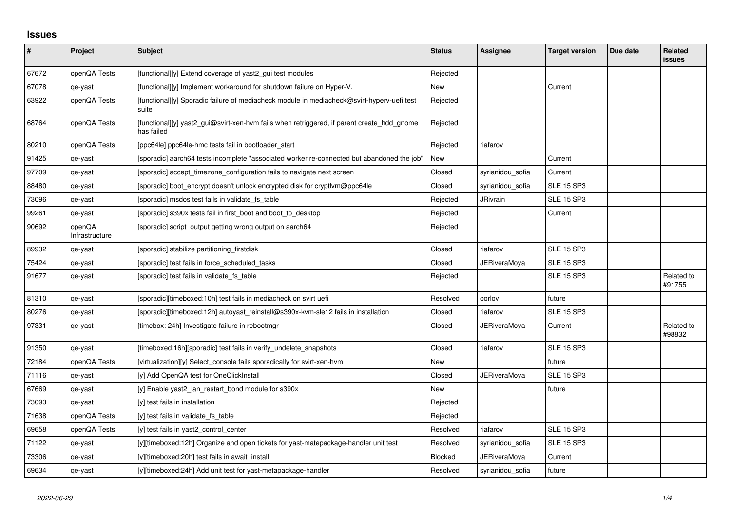# Issues

| # | Project | Subject | Status | Assignee | Target version | Due date | Related issues |
|---|---|---|---|---|---|---|---|
| 67672 | openQA Tests | [functional][y] Extend coverage of yast2_gui test modules | Rejected | | | | |
| 67078 | qe-yast | [functional][y] Implement workaround for shutdown failure on Hyper-V. | New | | Current | | |
| 63922 | openQA Tests | [functional][y] Sporadic failure of mediacheck module in mediacheck@svirt-hyperv-uefi test suite | Rejected | | | | |
| 68764 | openQA Tests | [functional][y] yast2_gui@svirt-xen-hvm fails when retriggered, if parent create_hdd_gnome has failed | Rejected | | | | |
| 80210 | openQA Tests | [ppc64le] ppc64le-hmc tests fail in bootloader_start | Rejected | riafarov | | | |
| 91425 | qe-yast | [sporadic] aarch64 tests incomplete "associated worker re-connected but abandoned the job" | New | | Current | | |
| 97709 | qe-yast | [sporadic] accept_timezone_configuration fails to navigate next screen | Closed | syrianidou_sofia | Current | | |
| 88480 | qe-yast | [sporadic] boot_encrypt doesn't unlock encrypted disk for cryptlvm@ppc64le | Closed | syrianidou_sofia | SLE 15 SP3 | | |
| 73096 | qe-yast | [sporadic] msdos test fails in validate_fs_table | Rejected | JRivrain | SLE 15 SP3 | | |
| 99261 | qe-yast | [sporadic] s390x tests fail in first_boot and boot_to_desktop | Rejected | | Current | | |
| 90692 | openQA Infrastructure | [sporadic] script_output getting wrong output on aarch64 | Rejected | | | | |
| 89932 | qe-yast | [sporadic] stabilize partitioning_firstdisk | Closed | riafarov | SLE 15 SP3 | | |
| 75424 | qe-yast | [sporadic] test fails in force_scheduled_tasks | Closed | JERiveraMoya | SLE 15 SP3 | | |
| 91677 | qe-yast | [sporadic] test fails in validate_fs_table | Rejected | | SLE 15 SP3 | | Related to #91755 |
| 81310 | qe-yast | [sporadic][timeboxed:10h] test fails in mediacheck on svirt uefi | Resolved | oorlov | future | | |
| 80276 | qe-yast | [sporadic][timeboxed:12h] autoyast_reinstall@s390x-kvm-sle12 fails in installation | Closed | riafarov | SLE 15 SP3 | | |
| 97331 | qe-yast | [timebox: 24h] Investigate failure in rebootmgr | Closed | JERiveraMoya | Current | | Related to #98832 |
| 91350 | qe-yast | [timeboxed:16h][sporadic] test fails in verify_undelete_snapshots | Closed | riafarov | SLE 15 SP3 | | |
| 72184 | openQA Tests | [virtualization][y] Select_console fails sporadically for svirt-xen-hvm | New | | future | | |
| 71116 | qe-yast | [y] Add OpenQA test for OneClickInstall | Closed | JERiveraMoya | SLE 15 SP3 | | |
| 67669 | qe-yast | [y] Enable yast2_lan_restart_bond module for s390x | New | | future | | |
| 73093 | qe-yast | [y] test fails in installation | Rejected | | | | |
| 71638 | openQA Tests | [y] test fails in validate_fs_table | Rejected | | | | |
| 69658 | openQA Tests | [y] test fails in yast2_control_center | Resolved | riafarov | SLE 15 SP3 | | |
| 71122 | qe-yast | [y][timeboxed:12h] Organize and open tickets for yast-matepackage-handler unit test | Resolved | syrianidou_sofia | SLE 15 SP3 | | |
| 73306 | qe-yast | [y][timeboxed:20h] test fails in await_install | Blocked | JERiveraMoya | Current | | |
| 69634 | qe-yast | [y][timeboxed:24h] Add unit test for yast-metapackage-handler | Resolved | syrianidou_sofia | future | | |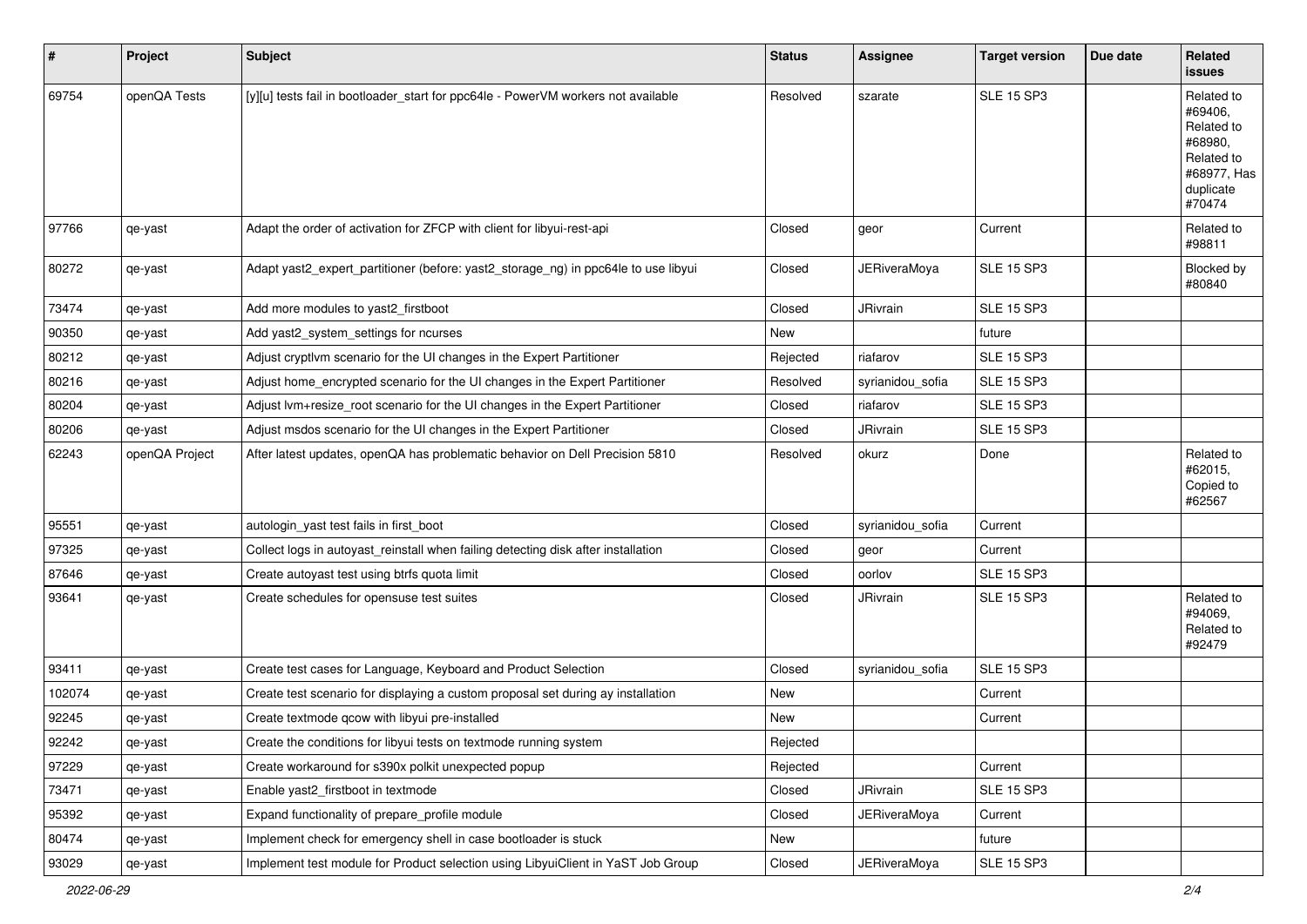| # | Project | Subject | Status | Assignee | Target version | Due date | Related issues |
|---|---|---|---|---|---|---|---|
| 69754 | openQA Tests | [y][u] tests fail in bootloader_start for ppc64le - PowerVM workers not available | Resolved | szarate | SLE 15 SP3 | | Related to #69406, Related to #68980, Related to #68977, Has duplicate #70474 |
| 97766 | qe-yast | Adapt the order of activation for ZFCP with client for libyui-rest-api | Closed | geor | Current | | Related to #98811 |
| 80272 | qe-yast | Adapt yast2_expert_partitioner (before: yast2_storage_ng) in ppc64le to use libyui | Closed | JERiveraMoya | SLE 15 SP3 | | Blocked by #80840 |
| 73474 | qe-yast | Add more modules to yast2_firstboot | Closed | JRivrain | SLE 15 SP3 | | |
| 90350 | qe-yast | Add yast2_system_settings for ncurses | New | | future | | |
| 80212 | qe-yast | Adjust cryptlvm scenario for the UI changes in the Expert Partitioner | Rejected | riafarov | SLE 15 SP3 | | |
| 80216 | qe-yast | Adjust home_encrypted scenario for the UI changes in the Expert Partitioner | Resolved | syrianidou_sofia | SLE 15 SP3 | | |
| 80204 | qe-yast | Adjust lvm+resize_root scenario for the UI changes in the Expert Partitioner | Closed | riafarov | SLE 15 SP3 | | |
| 80206 | qe-yast | Adjust msdos scenario for the UI changes in the Expert Partitioner | Closed | JRivrain | SLE 15 SP3 | | |
| 62243 | openQA Project | After latest updates, openQA has problematic behavior on Dell Precision 5810 | Resolved | okurz | Done | | Related to #62015, Copied to #62567 |
| 95551 | qe-yast | autologin_yast test fails in first_boot | Closed | syrianidou_sofia | Current | | |
| 97325 | qe-yast | Collect logs in autoyast_reinstall when failing detecting disk after installation | Closed | geor | Current | | |
| 87646 | qe-yast | Create autoyast test using btrfs quota limit | Closed | oorlov | SLE 15 SP3 | | |
| 93641 | qe-yast | Create schedules for opensuse test suites | Closed | JRivrain | SLE 15 SP3 | | Related to #94069, Related to #92479 |
| 93411 | qe-yast | Create test cases for Language, Keyboard and Product Selection | Closed | syrianidou_sofia | SLE 15 SP3 | | |
| 102074 | qe-yast | Create test scenario for displaying a custom proposal set during ay installation | New | | Current | | |
| 92245 | qe-yast | Create textmode qcow with libyui pre-installed | New | | Current | | |
| 92242 | qe-yast | Create the conditions for libyui tests on textmode running system | Rejected | | | | |
| 97229 | qe-yast | Create workaround for s390x polkit unexpected popup | Rejected | | Current | | |
| 73471 | qe-yast | Enable yast2_firstboot in textmode | Closed | JRivrain | SLE 15 SP3 | | |
| 95392 | qe-yast | Expand functionality of prepare_profile module | Closed | JERiveraMoya | Current | | |
| 80474 | qe-yast | Implement check for emergency shell in case bootloader is stuck | New | | future | | |
| 93029 | qe-yast | Implement test module for Product selection using LibyuiClient in YaST Job Group | Closed | JERiveraMoya | SLE 15 SP3 | | |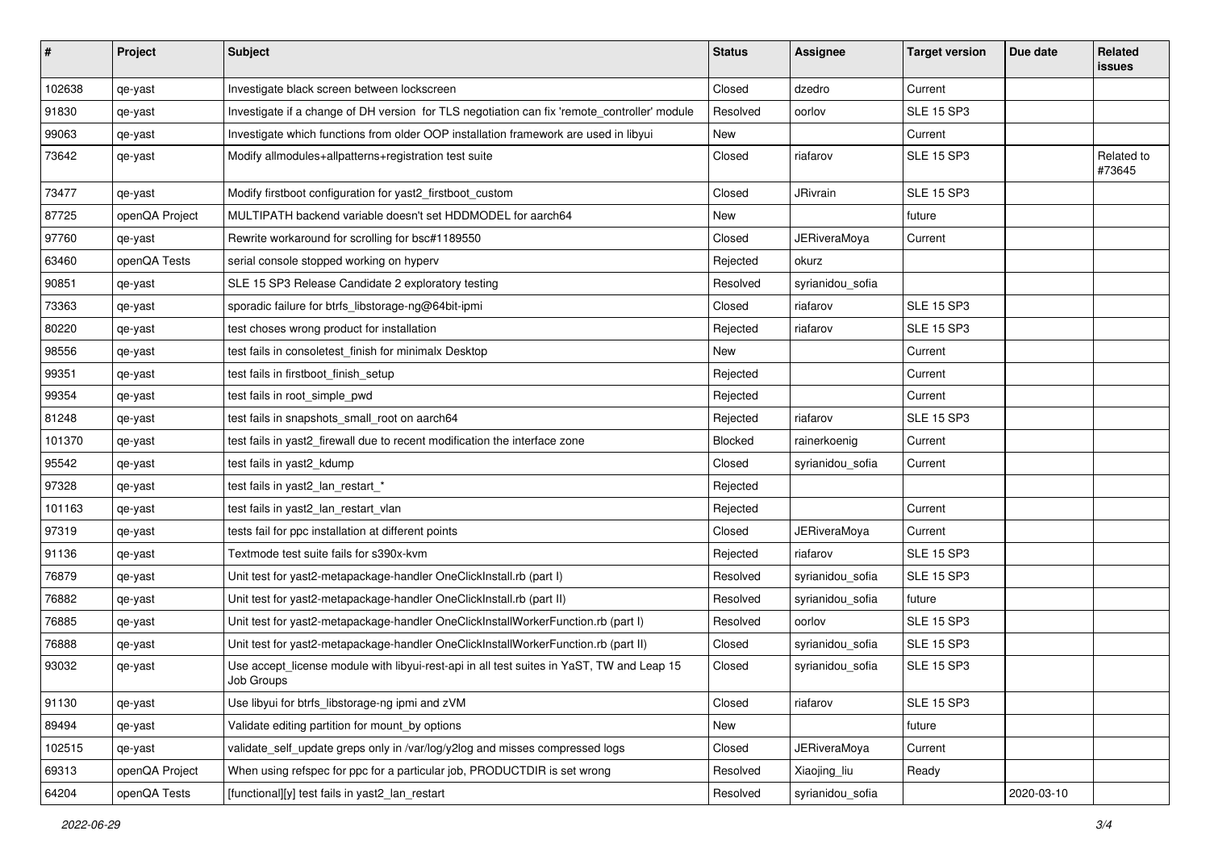| # | Project | Subject | Status | Assignee | Target version | Due date | Related issues |
|---|---|---|---|---|---|---|---|
| 102638 | qe-yast | Investigate black screen between lockscreen | Closed | dzedro | Current | | |
| 91830 | qe-yast | Investigate if a change of DH version for TLS negotiation can fix 'remote_controller' module | Resolved | oorlov | SLE 15 SP3 | | |
| 99063 | qe-yast | Investigate which functions from older OOP installation framework are used in libyui | New | | Current | | |
| 73642 | qe-yast | Modify allmodules+allpatterns+registration test suite | Closed | riafarov | SLE 15 SP3 | | Related to #73645 |
| 73477 | qe-yast | Modify firstboot configuration for yast2_firstboot_custom | Closed | JRivrain | SLE 15 SP3 | | |
| 87725 | openQA Project | MULTIPATH backend variable doesn't set HDDMODEL for aarch64 | New | | future | | |
| 97760 | qe-yast | Rewrite workaround for scrolling for bsc#1189550 | Closed | JERiveraMoya | Current | | |
| 63460 | openQA Tests | serial console stopped working on hyperv | Rejected | okurz | | | |
| 90851 | qe-yast | SLE 15 SP3 Release Candidate 2 exploratory testing | Resolved | syrianidou_sofia | | | |
| 73363 | qe-yast | sporadic failure for btrfs_libstorage-ng@64bit-ipmi | Closed | riafarov | SLE 15 SP3 | | |
| 80220 | qe-yast | test choses wrong product for installation | Rejected | riafarov | SLE 15 SP3 | | |
| 98556 | qe-yast | test fails in consoletest_finish for minimalx Desktop | New | | Current | | |
| 99351 | qe-yast | test fails in firstboot_finish_setup | Rejected | | Current | | |
| 99354 | qe-yast | test fails in root_simple_pwd | Rejected | | Current | | |
| 81248 | qe-yast | test fails in snapshots_small_root on aarch64 | Rejected | riafarov | SLE 15 SP3 | | |
| 101370 | qe-yast | test fails in yast2_firewall due to recent modification the interface zone | Blocked | rainerkoenig | Current | | |
| 95542 | qe-yast | test fails in yast2_kdump | Closed | syrianidou_sofia | Current | | |
| 97328 | qe-yast | test fails in yast2_lan_restart_* | Rejected | | | | |
| 101163 | qe-yast | test fails in yast2_lan_restart_vlan | Rejected | | Current | | |
| 97319 | qe-yast | tests fail for ppc installation at different points | Closed | JERiveraMoya | Current | | |
| 91136 | qe-yast | Textmode test suite fails for s390x-kvm | Rejected | riafarov | SLE 15 SP3 | | |
| 76879 | qe-yast | Unit test for yast2-metapackage-handler OneClickInstall.rb (part I) | Resolved | syrianidou_sofia | SLE 15 SP3 | | |
| 76882 | qe-yast | Unit test for yast2-metapackage-handler OneClickInstall.rb (part II) | Resolved | syrianidou_sofia | future | | |
| 76885 | qe-yast | Unit test for yast2-metapackage-handler OneClickInstallWorkerFunction.rb (part I) | Resolved | oorlov | SLE 15 SP3 | | |
| 76888 | qe-yast | Unit test for yast2-metapackage-handler OneClickInstallWorkerFunction.rb (part II) | Closed | syrianidou_sofia | SLE 15 SP3 | | |
| 93032 | qe-yast | Use accept_license module with libyui-rest-api in all test suites in YaST, TW and Leap 15 Job Groups | Closed | syrianidou_sofia | SLE 15 SP3 | | |
| 91130 | qe-yast | Use libyui for btrfs_libstorage-ng ipmi and zVM | Closed | riafarov | SLE 15 SP3 | | |
| 89494 | qe-yast | Validate editing partition for mount_by options | New | | future | | |
| 102515 | qe-yast | validate_self_update greps only in /var/log/y2log and misses compressed logs | Closed | JERiveraMoya | Current | | |
| 69313 | openQA Project | When using refspec for ppc for a particular job, PRODUCTDIR is set wrong | Resolved | Xiaojing_liu | Ready | | |
| 64204 | openQA Tests | [functional][y] test fails in yast2_lan_restart | Resolved | syrianidou_sofia | | 2020-03-10 | |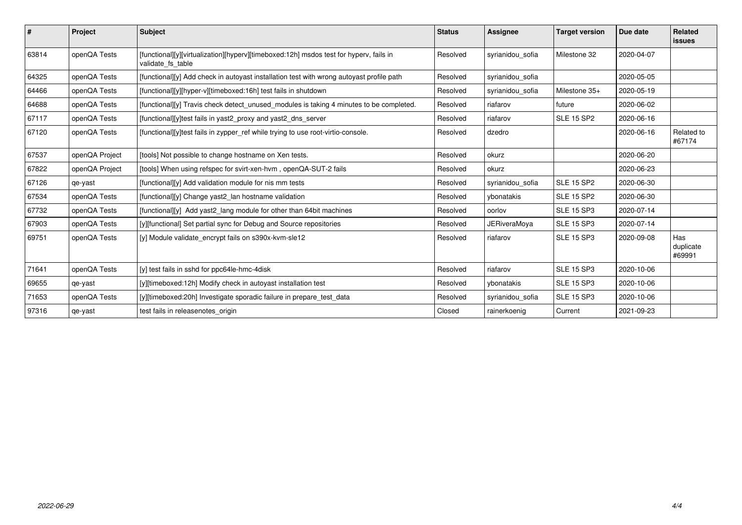| # | Project | Subject | Status | Assignee | Target version | Due date | Related issues |
|---|---|---|---|---|---|---|---|
| 63814 | openQA Tests | [functional][y][virtualization][hyperv][timeboxed:12h] msdos test for hyperv, fails in validate_fs_table | Resolved | syrianidou_sofia | Milestone 32 | 2020-04-07 | |
| 64325 | openQA Tests | [functional][y] Add check in autoyast installation test with wrong autoyast profile path | Resolved | syrianidou_sofia | | 2020-05-05 | |
| 64466 | openQA Tests | [functional][y][hyper-v][timeboxed:16h] test fails in shutdown | Resolved | syrianidou_sofia | Milestone 35+ | 2020-05-19 | |
| 64688 | openQA Tests | [functional][y] Travis check detect_unused_modules is taking 4 minutes to be completed. | Resolved | riafarov | future | 2020-06-02 | |
| 67117 | openQA Tests | [functional][y]test fails in yast2_proxy and yast2_dns_server | Resolved | riafarov | SLE 15 SP2 | 2020-06-16 | |
| 67120 | openQA Tests | [functional][y]test fails in zypper_ref while trying to use root-virtio-console. | Resolved | dzedro | | 2020-06-16 | Related to #67174 |
| 67537 | openQA Project | [tools] Not possible to change hostname on Xen tests. | Resolved | okurz | | 2020-06-20 | |
| 67822 | openQA Project | [tools] When using refspec for svirt-xen-hvm , openQA-SUT-2 fails | Resolved | okurz | | 2020-06-23 | |
| 67126 | qe-yast | [functional][y] Add validation module for nis mm tests | Resolved | syrianidou_sofia | SLE 15 SP2 | 2020-06-30 | |
| 67534 | openQA Tests | [functional][y] Change yast2_lan hostname validation | Resolved | ybonatakis | SLE 15 SP2 | 2020-06-30 | |
| 67732 | openQA Tests | [functional][y] Add yast2_lang module for other than 64bit machines | Resolved | oorlov | SLE 15 SP3 | 2020-07-14 | |
| 67903 | openQA Tests | [y][functional] Set partial sync for Debug and Source repositories | Resolved | JERiveraMoya | SLE 15 SP3 | 2020-07-14 | |
| 69751 | openQA Tests | [y] Module validate_encrypt fails on s390x-kvm-sle12 | Resolved | riafarov | SLE 15 SP3 | 2020-09-08 | Has duplicate #69991 |
| 71641 | openQA Tests | [y] test fails in sshd for ppc64le-hmc-4disk | Resolved | riafarov | SLE 15 SP3 | 2020-10-06 | |
| 69655 | qe-yast | [y][timeboxed:12h] Modify check in autoyast installation test | Resolved | ybonatakis | SLE 15 SP3 | 2020-10-06 | |
| 71653 | openQA Tests | [y][timeboxed:20h] Investigate sporadic failure in prepare_test_data | Resolved | syrianidou_sofia | SLE 15 SP3 | 2020-10-06 | |
| 97316 | qe-yast | test fails in releasenotes_origin | Closed | rainerkoenig | Current | 2021-09-23 | |